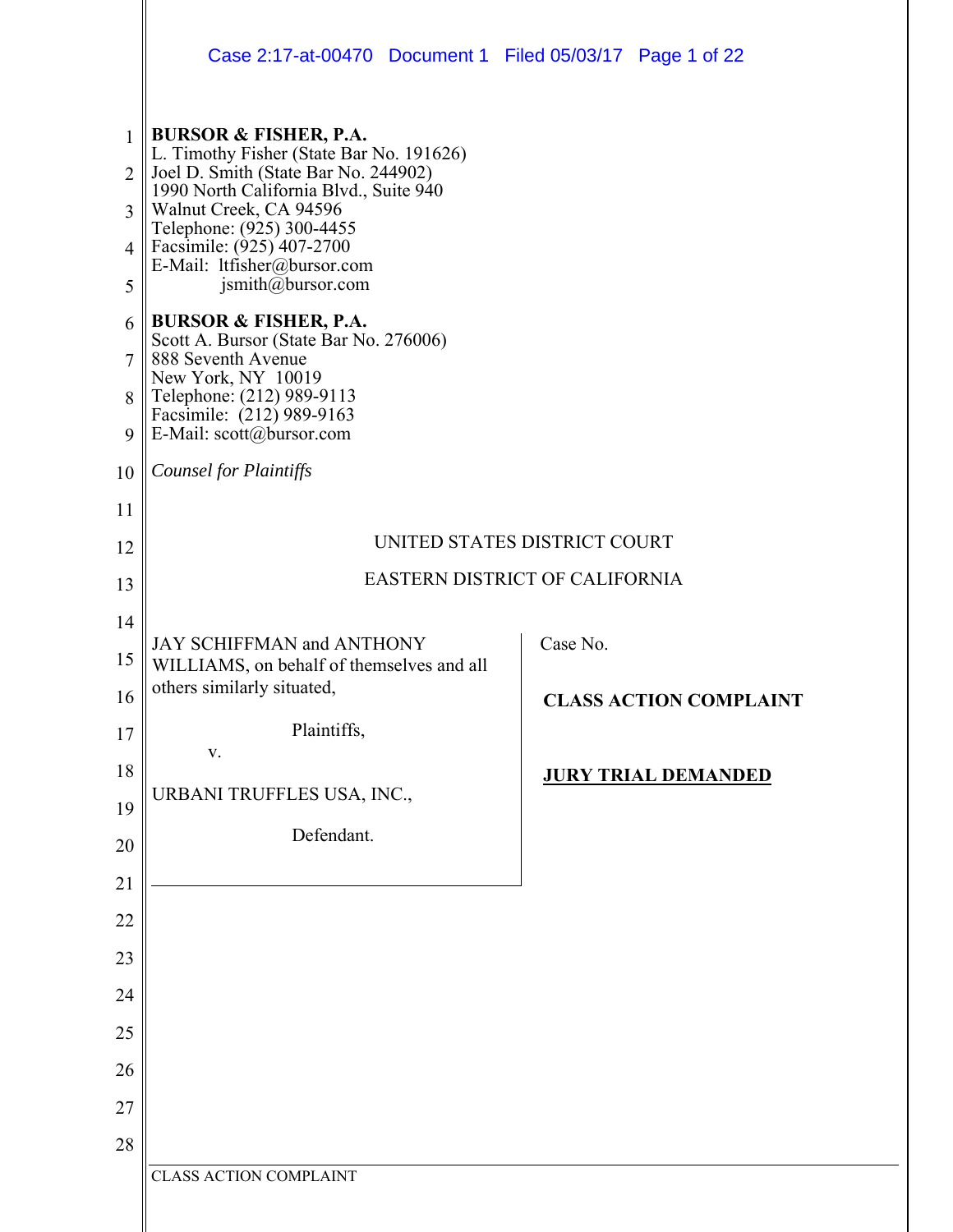**BURSOR & FISHER, P.A.**
L. Timothy Fisher (State Bar No. 191626)
Joel D. Smith (State Bar No. 244902)
1990 North California Blvd., Suite 940
Walnut Creek, CA 94596
Telephone: (925) 300-4455
Facsimile: (925) 407-2700
E-Mail: ltfisher@bursor.com
jsmith@bursor.com

**BURSOR & FISHER, P.A.**
Scott A. Bursor (State Bar No. 276006)
888 Seventh Avenue
New York, NY 10019
Telephone: (212) 989-9113
Facsimile: (212) 989-9163
E-Mail: scott@bursor.com

*Counsel for Plaintiffs*

UNITED STATES DISTRICT COURT

EASTERN DISTRICT OF CALIFORNIA

JAY SCHIFFMAN and ANTHONY WILLIAMS, on behalf of themselves and all others similarly situated,

Plaintiffs,

v.

URBANI TRUFFLES USA, INC.,

Defendant.

Case No.

**CLASS ACTION COMPLAINT**

**JURY TRIAL DEMANDED**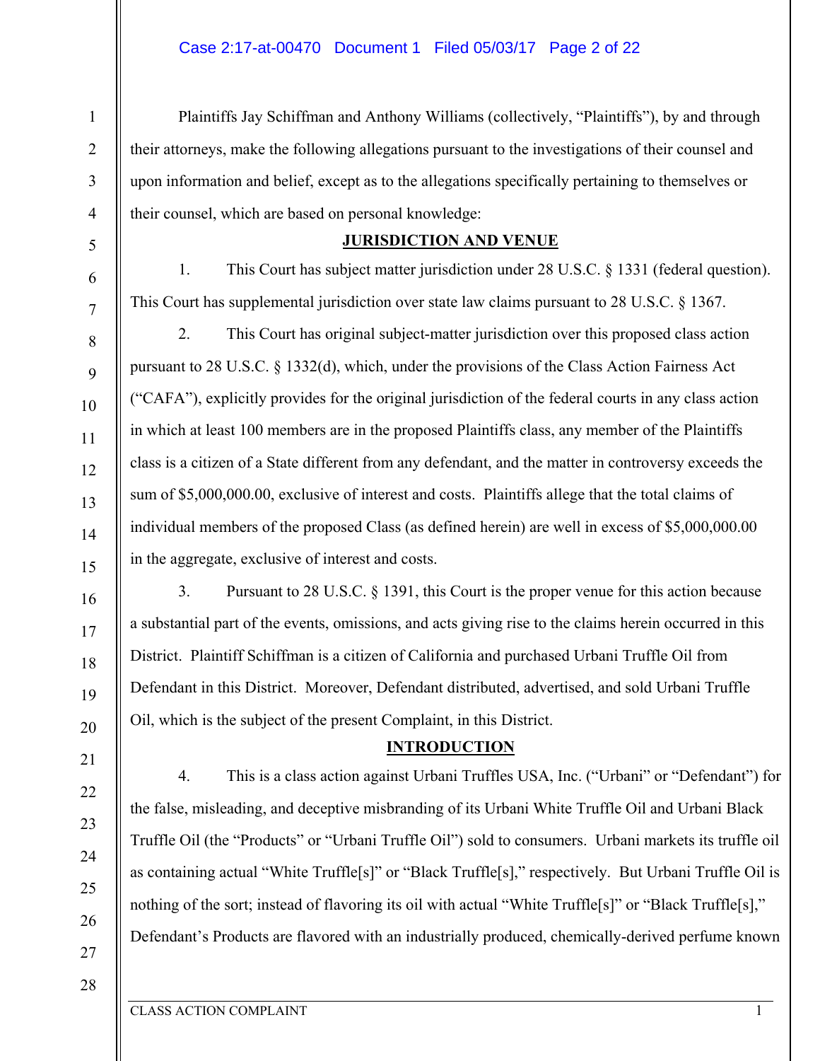Plaintiffs Jay Schiffman and Anthony Williams (collectively, "Plaintiffs"), by and through their attorneys, make the following allegations pursuant to the investigations of their counsel and upon information and belief, except as to the allegations specifically pertaining to themselves or their counsel, which are based on personal knowledge:

## JURISDICTION AND VENUE

1. This Court has subject matter jurisdiction under 28 U.S.C. § 1331 (federal question). This Court has supplemental jurisdiction over state law claims pursuant to 28 U.S.C. § 1367.

2. This Court has original subject-matter jurisdiction over this proposed class action pursuant to 28 U.S.C. § 1332(d), which, under the provisions of the Class Action Fairness Act ("CAFA"), explicitly provides for the original jurisdiction of the federal courts in any class action in which at least 100 members are in the proposed Plaintiffs class, any member of the Plaintiffs class is a citizen of a State different from any defendant, and the matter in controversy exceeds the sum of $5,000,000.00, exclusive of interest and costs. Plaintiffs allege that the total claims of individual members of the proposed Class (as defined herein) are well in excess of $5,000,000.00 in the aggregate, exclusive of interest and costs.

3. Pursuant to 28 U.S.C. § 1391, this Court is the proper venue for this action because a substantial part of the events, omissions, and acts giving rise to the claims herein occurred in this District. Plaintiff Schiffman is a citizen of California and purchased Urbani Truffle Oil from Defendant in this District. Moreover, Defendant distributed, advertised, and sold Urbani Truffle Oil, which is the subject of the present Complaint, in this District.

## INTRODUCTION

4. This is a class action against Urbani Truffles USA, Inc. ("Urbani" or "Defendant") for the false, misleading, and deceptive misbranding of its Urbani White Truffle Oil and Urbani Black Truffle Oil (the "Products" or "Urbani Truffle Oil") sold to consumers. Urbani markets its truffle oil as containing actual "White Truffle[s]" or "Black Truffle[s]," respectively. But Urbani Truffle Oil is nothing of the sort; instead of flavoring its oil with actual "White Truffle[s]" or "Black Truffle[s]," Defendant's Products are flavored with an industrially produced, chemically-derived perfume known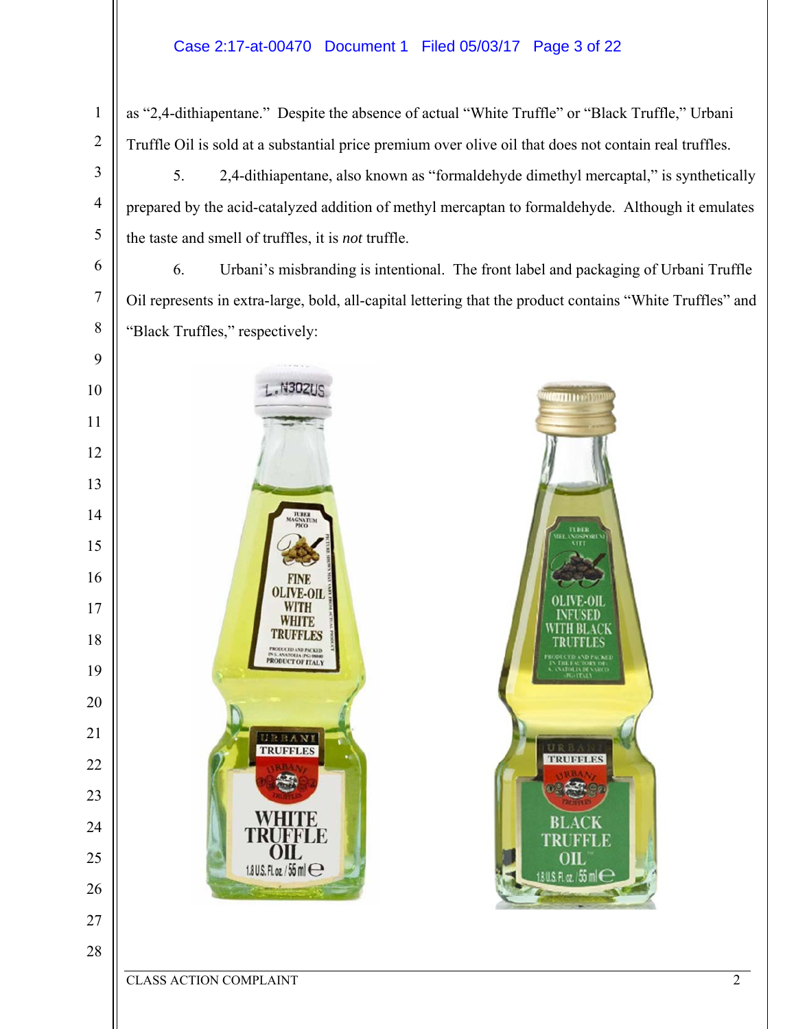as "2,4-dithiapentane." Despite the absence of actual "White Truffle" or "Black Truffle," Urbani Truffle Oil is sold at a substantial price premium over olive oil that does not contain real truffles.

5. 2,4-dithiapentane, also known as "formaldehyde dimethyl mercaptal," is synthetically prepared by the acid-catalyzed addition of methyl mercaptan to formaldehyde. Although it emulates the taste and smell of truffles, it is *not* truffle.

6. Urbani's misbranding is intentional. The front label and packaging of Urbani Truffle Oil represents in extra-large, bold, all-capital lettering that the product contains "White Truffles" and "Black Truffles," respectively: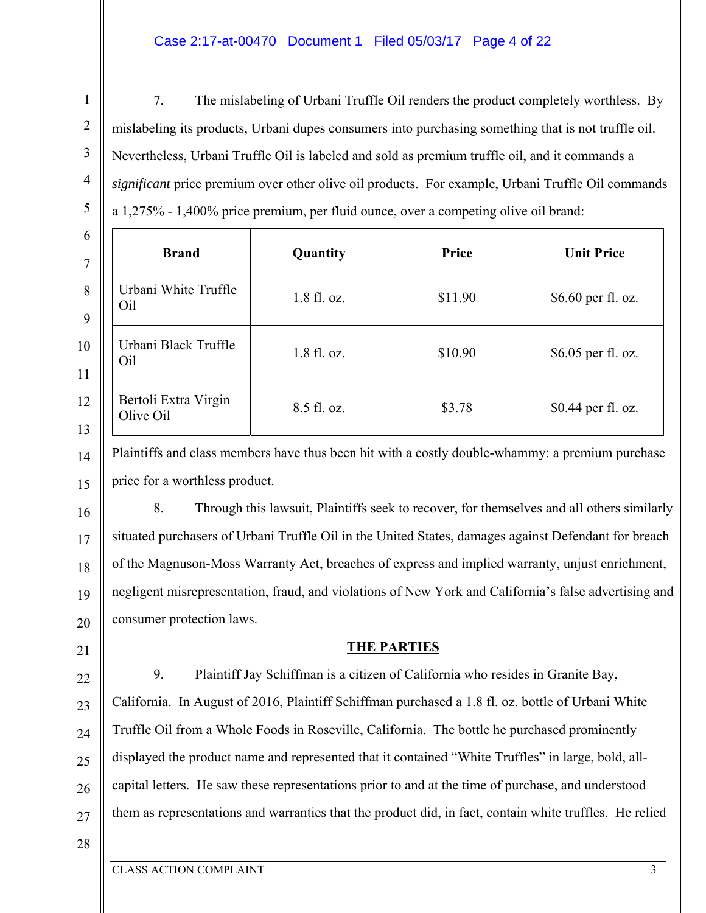7. The mislabeling of Urbani Truffle Oil renders the product completely worthless. By mislabeling its products, Urbani dupes consumers into purchasing something that is not truffle oil. Nevertheless, Urbani Truffle Oil is labeled and sold as premium truffle oil, and it commands a *significant* price premium over other olive oil products. For example, Urbani Truffle Oil commands a 1,275% - 1,400% price premium, per fluid ounce, over a competing olive oil brand:

| Brand | Quantity | Price | Unit Price |
| --- | --- | --- | --- |
| Urbani White Truffle Oil | 1.8 fl. oz. | $11.90 | $6.60 per fl. oz. |
| Urbani Black Truffle Oil | 1.8 fl. oz. | $10.90 | $6.05 per fl. oz. |
| Bertoli Extra Virgin Olive Oil | 8.5 fl. oz. | $3.78 | $0.44 per fl. oz. |

Plaintiffs and class members have thus been hit with a costly double-whammy: a premium purchase price for a worthless product.

8. Through this lawsuit, Plaintiffs seek to recover, for themselves and all others similarly situated purchasers of Urbani Truffle Oil in the United States, damages against Defendant for breach of the Magnuson-Moss Warranty Act, breaches of express and implied warranty, unjust enrichment, negligent misrepresentation, fraud, and violations of New York and California's false advertising and consumer protection laws.

## THE PARTIES

9. Plaintiff Jay Schiffman is a citizen of California who resides in Granite Bay, California. In August of 2016, Plaintiff Schiffman purchased a 1.8 fl. oz. bottle of Urbani White Truffle Oil from a Whole Foods in Roseville, California. The bottle he purchased prominently displayed the product name and represented that it contained "White Truffles" in large, bold, all-capital letters. He saw these representations prior to and at the time of purchase, and understood them as representations and warranties that the product did, in fact, contain white truffles. He relied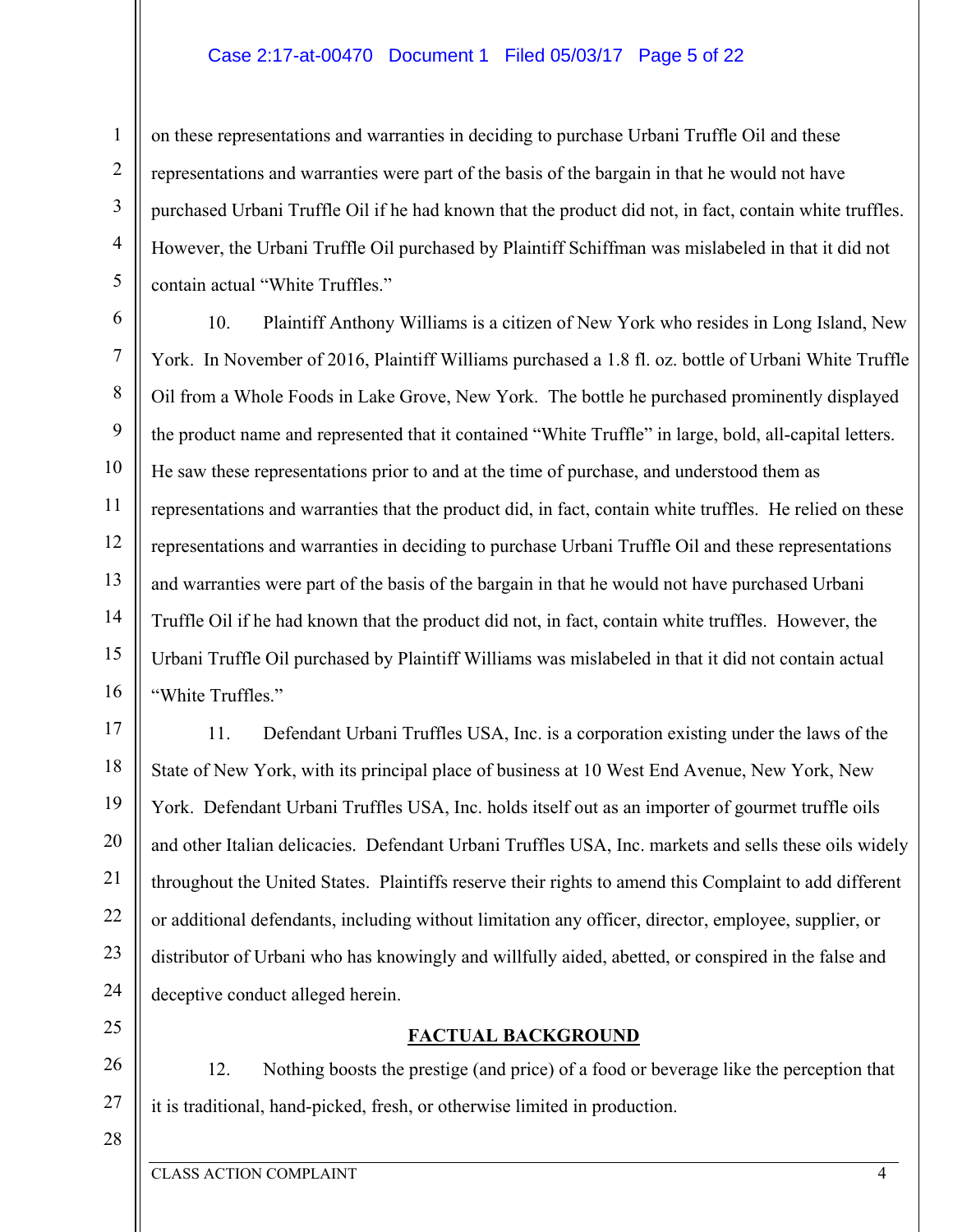on these representations and warranties in deciding to purchase Urbani Truffle Oil and these representations and warranties were part of the basis of the bargain in that he would not have purchased Urbani Truffle Oil if he had known that the product did not, in fact, contain white truffles. However, the Urbani Truffle Oil purchased by Plaintiff Schiffman was mislabeled in that it did not contain actual "White Truffles."

10. Plaintiff Anthony Williams is a citizen of New York who resides in Long Island, New York. In November of 2016, Plaintiff Williams purchased a 1.8 fl. oz. bottle of Urbani White Truffle Oil from a Whole Foods in Lake Grove, New York. The bottle he purchased prominently displayed the product name and represented that it contained "White Truffle" in large, bold, all-capital letters. He saw these representations prior to and at the time of purchase, and understood them as representations and warranties that the product did, in fact, contain white truffles. He relied on these representations and warranties in deciding to purchase Urbani Truffle Oil and these representations and warranties were part of the basis of the bargain in that he would not have purchased Urbani Truffle Oil if he had known that the product did not, in fact, contain white truffles. However, the Urbani Truffle Oil purchased by Plaintiff Williams was mislabeled in that it did not contain actual "White Truffles."

11. Defendant Urbani Truffles USA, Inc. is a corporation existing under the laws of the State of New York, with its principal place of business at 10 West End Avenue, New York, New York. Defendant Urbani Truffles USA, Inc. holds itself out as an importer of gourmet truffle oils and other Italian delicacies. Defendant Urbani Truffles USA, Inc. markets and sells these oils widely throughout the United States. Plaintiffs reserve their rights to amend this Complaint to add different or additional defendants, including without limitation any officer, director, employee, supplier, or distributor of Urbani who has knowingly and willfully aided, abetted, or conspired in the false and deceptive conduct alleged herein.

## FACTUAL BACKGROUND

12. Nothing boosts the prestige (and price) of a food or beverage like the perception that it is traditional, hand-picked, fresh, or otherwise limited in production.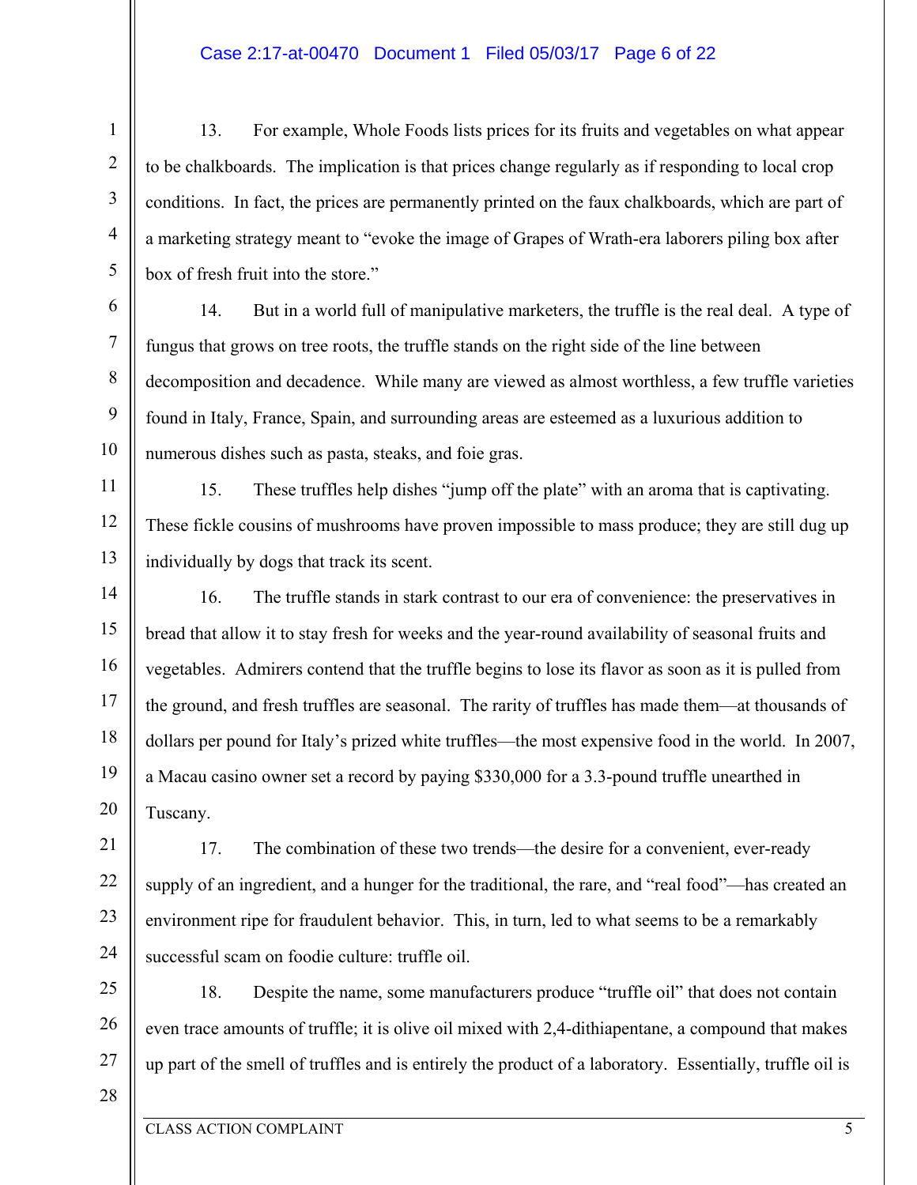13. For example, Whole Foods lists prices for its fruits and vegetables on what appear to be chalkboards. The implication is that prices change regularly as if responding to local crop conditions. In fact, the prices are permanently printed on the faux chalkboards, which are part of a marketing strategy meant to "evoke the image of Grapes of Wrath-era laborers piling box after box of fresh fruit into the store."

14. But in a world full of manipulative marketers, the truffle is the real deal. A type of fungus that grows on tree roots, the truffle stands on the right side of the line between decomposition and decadence. While many are viewed as almost worthless, a few truffle varieties found in Italy, France, Spain, and surrounding areas are esteemed as a luxurious addition to numerous dishes such as pasta, steaks, and foie gras.

15. These truffles help dishes "jump off the plate" with an aroma that is captivating. These fickle cousins of mushrooms have proven impossible to mass produce; they are still dug up individually by dogs that track its scent.

16. The truffle stands in stark contrast to our era of convenience: the preservatives in bread that allow it to stay fresh for weeks and the year-round availability of seasonal fruits and vegetables. Admirers contend that the truffle begins to lose its flavor as soon as it is pulled from the ground, and fresh truffles are seasonal. The rarity of truffles has made them—at thousands of dollars per pound for Italy's prized white truffles—the most expensive food in the world. In 2007, a Macau casino owner set a record by paying $330,000 for a 3.3-pound truffle unearthed in Tuscany.

17. The combination of these two trends—the desire for a convenient, ever-ready supply of an ingredient, and a hunger for the traditional, the rare, and "real food"—has created an environment ripe for fraudulent behavior. This, in turn, led to what seems to be a remarkably successful scam on foodie culture: truffle oil.

18. Despite the name, some manufacturers produce "truffle oil" that does not contain even trace amounts of truffle; it is olive oil mixed with 2,4-dithiapentane, a compound that makes up part of the smell of truffles and is entirely the product of a laboratory. Essentially, truffle oil is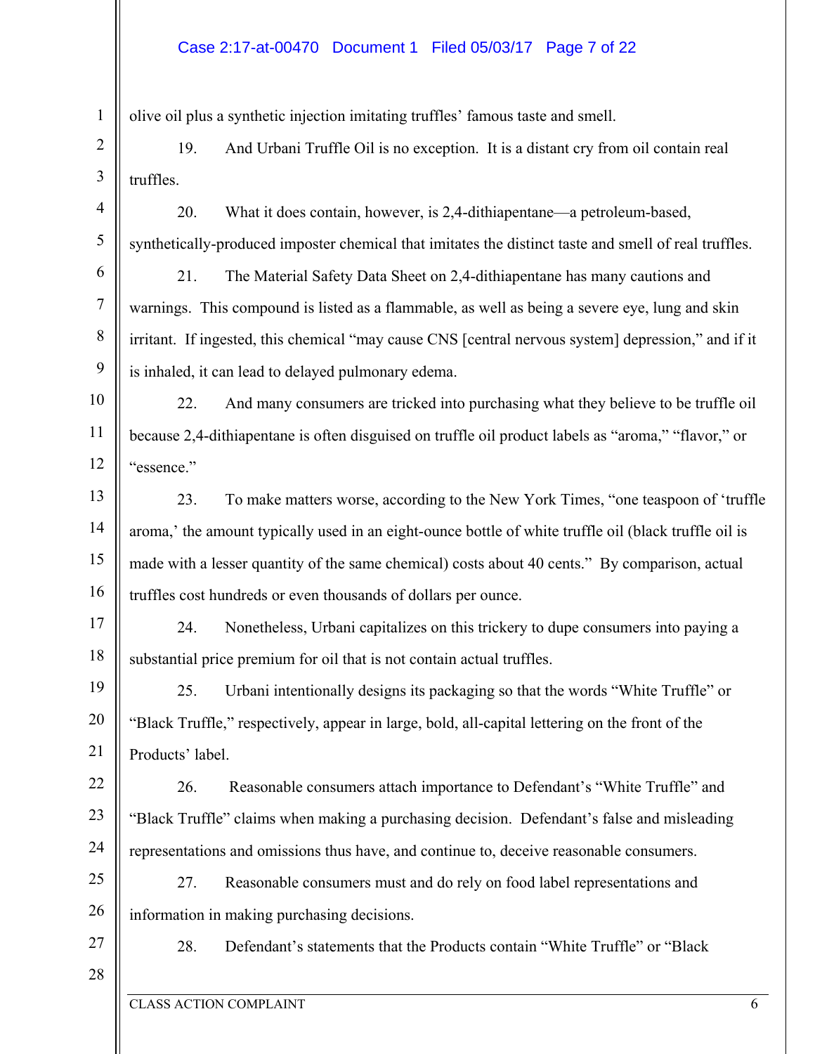olive oil plus a synthetic injection imitating truffles' famous taste and smell.

19. And Urbani Truffle Oil is no exception. It is a distant cry from oil contain real truffles.

20. What it does contain, however, is 2,4-dithiapentane—a petroleum-based, synthetically-produced imposter chemical that imitates the distinct taste and smell of real truffles.

21. The Material Safety Data Sheet on 2,4-dithiapentane has many cautions and warnings. This compound is listed as a flammable, as well as being a severe eye, lung and skin irritant. If ingested, this chemical "may cause CNS [central nervous system] depression," and if it is inhaled, it can lead to delayed pulmonary edema.

22. And many consumers are tricked into purchasing what they believe to be truffle oil because 2,4-dithiapentane is often disguised on truffle oil product labels as "aroma," "flavor," or "essence."

23. To make matters worse, according to the New York Times, "one teaspoon of 'truffle aroma,' the amount typically used in an eight-ounce bottle of white truffle oil (black truffle oil is made with a lesser quantity of the same chemical) costs about 40 cents." By comparison, actual truffles cost hundreds or even thousands of dollars per ounce.

24. Nonetheless, Urbani capitalizes on this trickery to dupe consumers into paying a substantial price premium for oil that is not contain actual truffles.

25. Urbani intentionally designs its packaging so that the words "White Truffle" or "Black Truffle," respectively, appear in large, bold, all-capital lettering on the front of the Products' label.

26. Reasonable consumers attach importance to Defendant's "White Truffle" and "Black Truffle" claims when making a purchasing decision. Defendant's false and misleading representations and omissions thus have, and continue to, deceive reasonable consumers.

27. Reasonable consumers must and do rely on food label representations and information in making purchasing decisions.

28. Defendant's statements that the Products contain "White Truffle" or "Black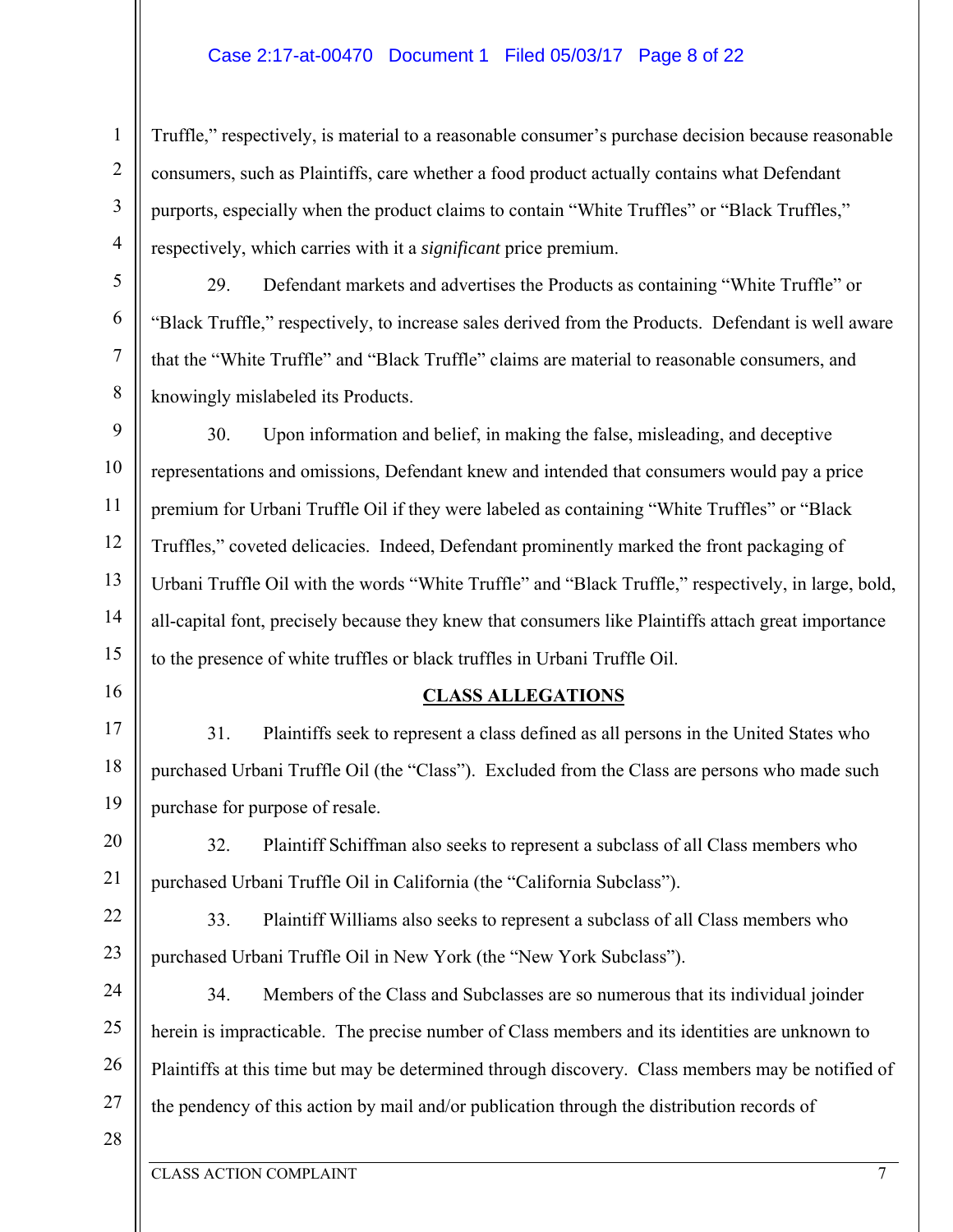Truffle," respectively, is material to a reasonable consumer's purchase decision because reasonable consumers, such as Plaintiffs, care whether a food product actually contains what Defendant purports, especially when the product claims to contain "White Truffles" or "Black Truffles," respectively, which carries with it a *significant* price premium.

29. Defendant markets and advertises the Products as containing "White Truffle" or "Black Truffle," respectively, to increase sales derived from the Products. Defendant is well aware that the "White Truffle" and "Black Truffle" claims are material to reasonable consumers, and knowingly mislabeled its Products.

30. Upon information and belief, in making the false, misleading, and deceptive representations and omissions, Defendant knew and intended that consumers would pay a price premium for Urbani Truffle Oil if they were labeled as containing "White Truffles" or "Black Truffles," coveted delicacies. Indeed, Defendant prominently marked the front packaging of Urbani Truffle Oil with the words "White Truffle" and "Black Truffle," respectively, in large, bold, all-capital font, precisely because they knew that consumers like Plaintiffs attach great importance to the presence of white truffles or black truffles in Urbani Truffle Oil.

## CLASS ALLEGATIONS

31. Plaintiffs seek to represent a class defined as all persons in the United States who purchased Urbani Truffle Oil (the "Class"). Excluded from the Class are persons who made such purchase for purpose of resale.

32. Plaintiff Schiffman also seeks to represent a subclass of all Class members who purchased Urbani Truffle Oil in California (the "California Subclass").

33. Plaintiff Williams also seeks to represent a subclass of all Class members who purchased Urbani Truffle Oil in New York (the "New York Subclass").

34. Members of the Class and Subclasses are so numerous that its individual joinder herein is impracticable. The precise number of Class members and its identities are unknown to Plaintiffs at this time but may be determined through discovery. Class members may be notified of the pendency of this action by mail and/or publication through the distribution records of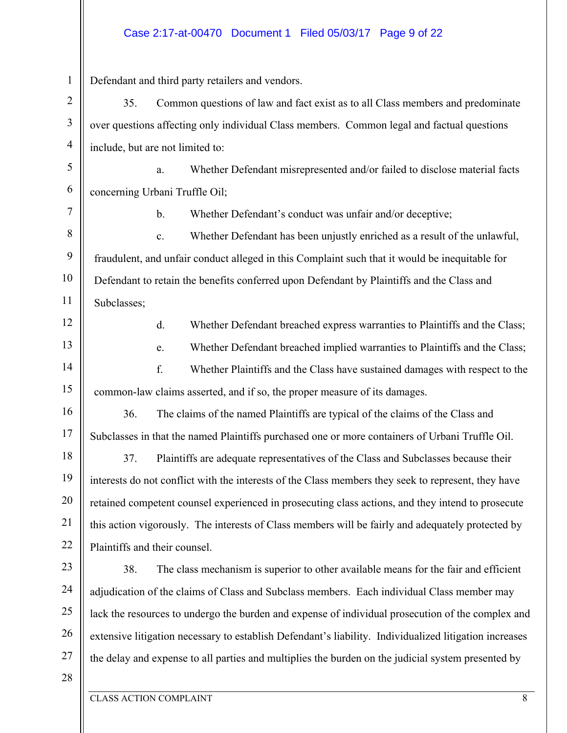Defendant and third party retailers and vendors.

35. Common questions of law and fact exist as to all Class members and predominate over questions affecting only individual Class members. Common legal and factual questions include, but are not limited to:

a. Whether Defendant misrepresented and/or failed to disclose material facts concerning Urbani Truffle Oil;

b. Whether Defendant's conduct was unfair and/or deceptive;

c. Whether Defendant has been unjustly enriched as a result of the unlawful, fraudulent, and unfair conduct alleged in this Complaint such that it would be inequitable for Defendant to retain the benefits conferred upon Defendant by Plaintiffs and the Class and Subclasses;

d. Whether Defendant breached express warranties to Plaintiffs and the Class;

e. Whether Defendant breached implied warranties to Plaintiffs and the Class;

f. Whether Plaintiffs and the Class have sustained damages with respect to the common-law claims asserted, and if so, the proper measure of its damages.

36. The claims of the named Plaintiffs are typical of the claims of the Class and Subclasses in that the named Plaintiffs purchased one or more containers of Urbani Truffle Oil.

37. Plaintiffs are adequate representatives of the Class and Subclasses because their interests do not conflict with the interests of the Class members they seek to represent, they have retained competent counsel experienced in prosecuting class actions, and they intend to prosecute this action vigorously. The interests of Class members will be fairly and adequately protected by Plaintiffs and their counsel.

38. The class mechanism is superior to other available means for the fair and efficient adjudication of the claims of Class and Subclass members. Each individual Class member may lack the resources to undergo the burden and expense of individual prosecution of the complex and extensive litigation necessary to establish Defendant's liability. Individualized litigation increases the delay and expense to all parties and multiplies the burden on the judicial system presented by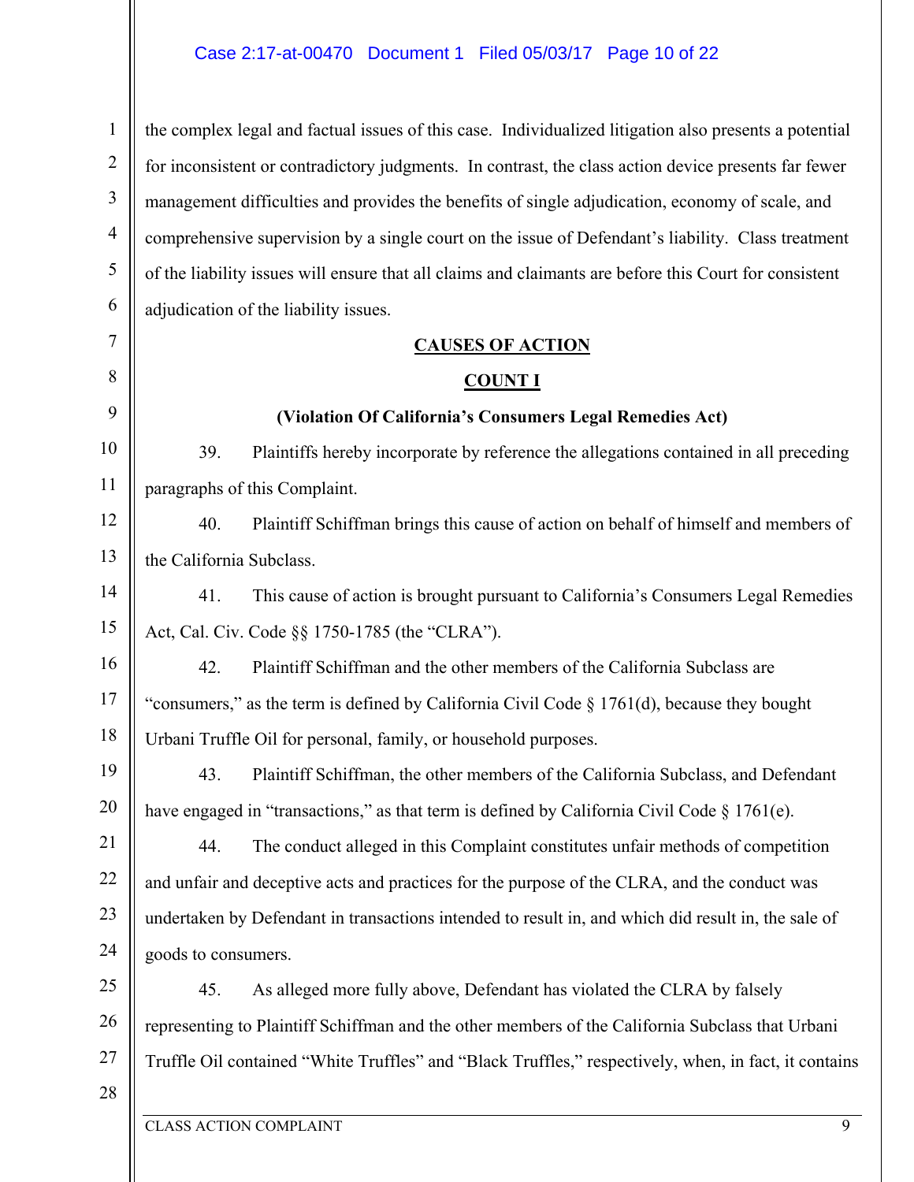the complex legal and factual issues of this case. Individualized litigation also presents a potential for inconsistent or contradictory judgments. In contrast, the class action device presents far fewer management difficulties and provides the benefits of single adjudication, economy of scale, and comprehensive supervision by a single court on the issue of Defendant's liability. Class treatment of the liability issues will ensure that all claims and claimants are before this Court for consistent adjudication of the liability issues.

## CAUSES OF ACTION

### COUNT I

**(Violation Of California's Consumers Legal Remedies Act)**

39. Plaintiffs hereby incorporate by reference the allegations contained in all preceding paragraphs of this Complaint.

40. Plaintiff Schiffman brings this cause of action on behalf of himself and members of the California Subclass.

41. This cause of action is brought pursuant to California's Consumers Legal Remedies Act, Cal. Civ. Code §§ 1750-1785 (the "CLRA").

42. Plaintiff Schiffman and the other members of the California Subclass are "consumers," as the term is defined by California Civil Code § 1761(d), because they bought Urbani Truffle Oil for personal, family, or household purposes.

43. Plaintiff Schiffman, the other members of the California Subclass, and Defendant have engaged in "transactions," as that term is defined by California Civil Code § 1761(e).

44. The conduct alleged in this Complaint constitutes unfair methods of competition and unfair and deceptive acts and practices for the purpose of the CLRA, and the conduct was undertaken by Defendant in transactions intended to result in, and which did result in, the sale of goods to consumers.

45. As alleged more fully above, Defendant has violated the CLRA by falsely representing to Plaintiff Schiffman and the other members of the California Subclass that Urbani Truffle Oil contained "White Truffles" and "Black Truffles," respectively, when, in fact, it contains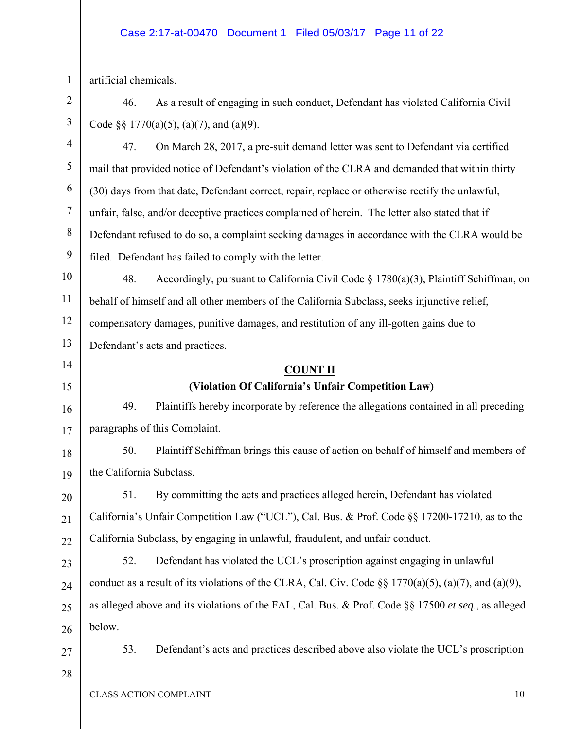artificial chemicals.

46. As a result of engaging in such conduct, Defendant has violated California Civil Code §§ 1770(a)(5), (a)(7), and (a)(9).

47. On March 28, 2017, a pre-suit demand letter was sent to Defendant via certified mail that provided notice of Defendant's violation of the CLRA and demanded that within thirty (30) days from that date, Defendant correct, repair, replace or otherwise rectify the unlawful, unfair, false, and/or deceptive practices complained of herein. The letter also stated that if Defendant refused to do so, a complaint seeking damages in accordance with the CLRA would be filed. Defendant has failed to comply with the letter.

48. Accordingly, pursuant to California Civil Code § 1780(a)(3), Plaintiff Schiffman, on behalf of himself and all other members of the California Subclass, seeks injunctive relief, compensatory damages, punitive damages, and restitution of any ill-gotten gains due to Defendant's acts and practices.

## COUNT II

### (Violation Of California's Unfair Competition Law)

49. Plaintiffs hereby incorporate by reference the allegations contained in all preceding paragraphs of this Complaint.

50. Plaintiff Schiffman brings this cause of action on behalf of himself and members of the California Subclass.

51. By committing the acts and practices alleged herein, Defendant has violated California's Unfair Competition Law ("UCL"), Cal. Bus. & Prof. Code §§ 17200-17210, as to the California Subclass, by engaging in unlawful, fraudulent, and unfair conduct.

52. Defendant has violated the UCL's proscription against engaging in unlawful conduct as a result of its violations of the CLRA, Cal. Civ. Code §§ 1770(a)(5), (a)(7), and (a)(9), as alleged above and its violations of the FAL, Cal. Bus. & Prof. Code §§ 17500 *et seq.*, as alleged below.

53. Defendant's acts and practices described above also violate the UCL's proscription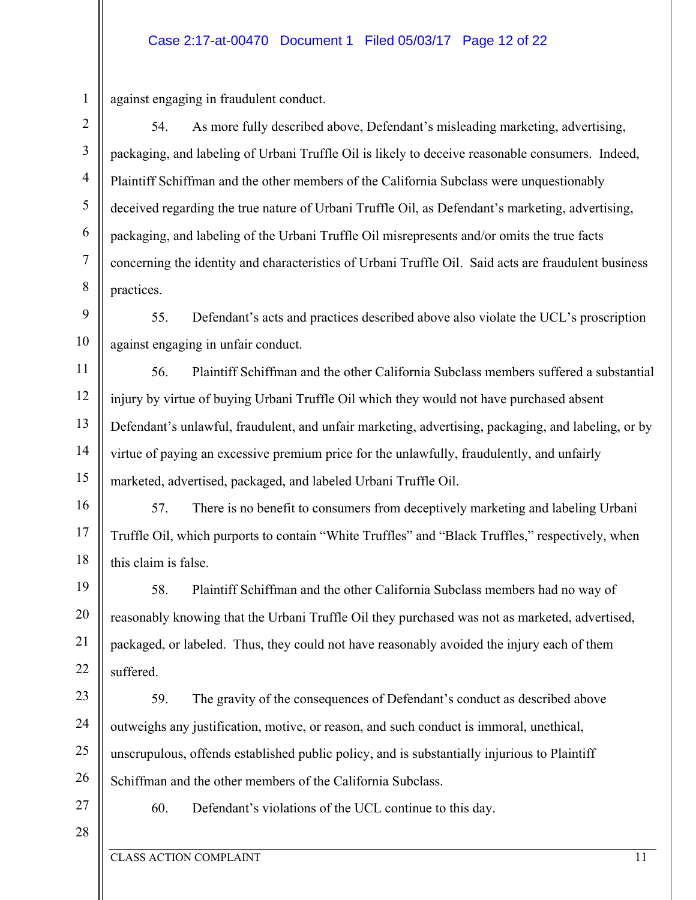against engaging in fraudulent conduct.

54. As more fully described above, Defendant's misleading marketing, advertising, packaging, and labeling of Urbani Truffle Oil is likely to deceive reasonable consumers. Indeed, Plaintiff Schiffman and the other members of the California Subclass were unquestionably deceived regarding the true nature of Urbani Truffle Oil, as Defendant's marketing, advertising, packaging, and labeling of the Urbani Truffle Oil misrepresents and/or omits the true facts concerning the identity and characteristics of Urbani Truffle Oil. Said acts are fraudulent business practices.

55. Defendant's acts and practices described above also violate the UCL's proscription against engaging in unfair conduct.

56. Plaintiff Schiffman and the other California Subclass members suffered a substantial injury by virtue of buying Urbani Truffle Oil which they would not have purchased absent Defendant's unlawful, fraudulent, and unfair marketing, advertising, packaging, and labeling, or by virtue of paying an excessive premium price for the unlawfully, fraudulently, and unfairly marketed, advertised, packaged, and labeled Urbani Truffle Oil.

57. There is no benefit to consumers from deceptively marketing and labeling Urbani Truffle Oil, which purports to contain "White Truffles" and "Black Truffles," respectively, when this claim is false.

58. Plaintiff Schiffman and the other California Subclass members had no way of reasonably knowing that the Urbani Truffle Oil they purchased was not as marketed, advertised, packaged, or labeled. Thus, they could not have reasonably avoided the injury each of them suffered.

59. The gravity of the consequences of Defendant's conduct as described above outweighs any justification, motive, or reason, and such conduct is immoral, unethical, unscrupulous, offends established public policy, and is substantially injurious to Plaintiff Schiffman and the other members of the California Subclass.

60. Defendant's violations of the UCL continue to this day.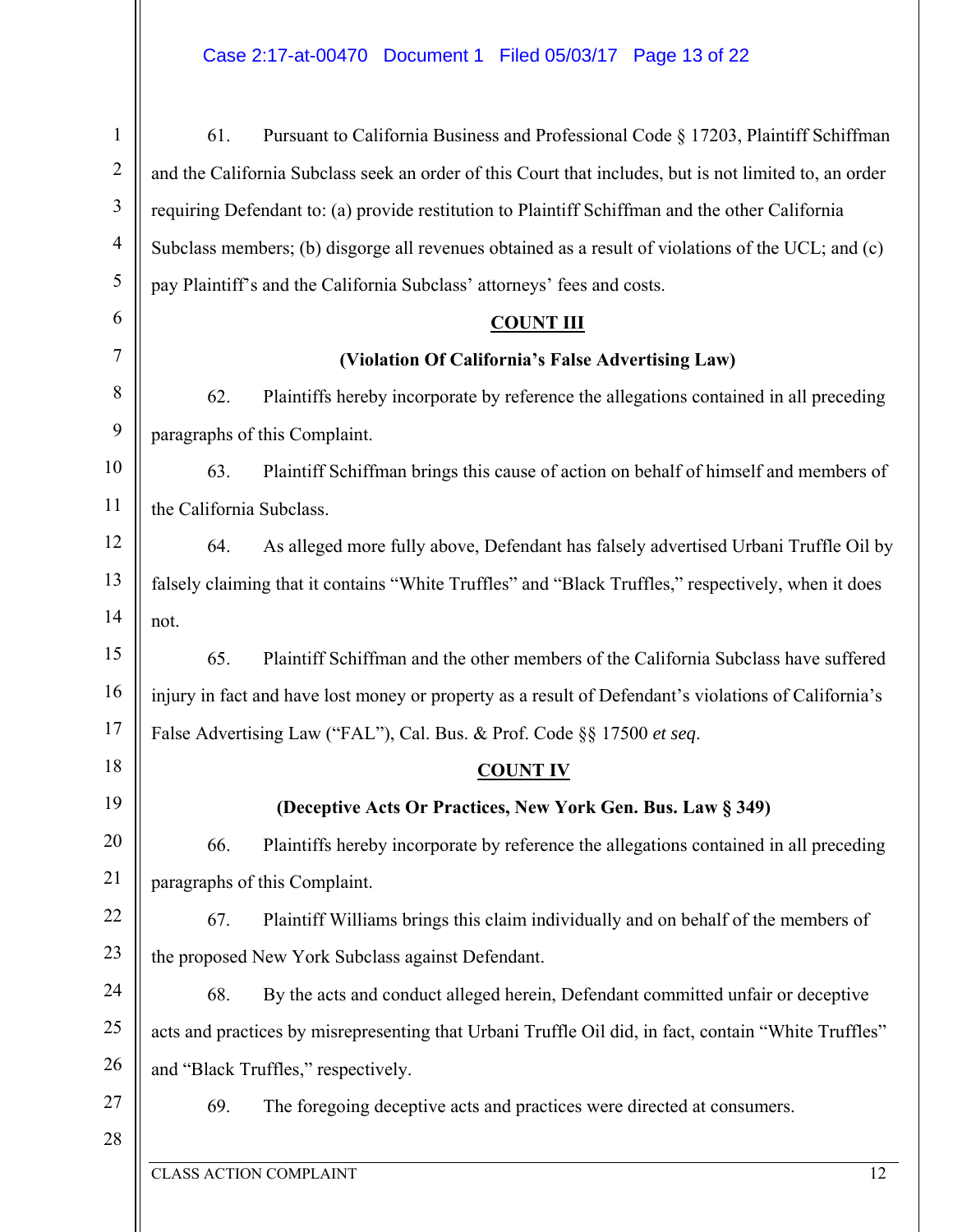61. Pursuant to California Business and Professional Code § 17203, Plaintiff Schiffman and the California Subclass seek an order of this Court that includes, but is not limited to, an order requiring Defendant to: (a) provide restitution to Plaintiff Schiffman and the other California Subclass members; (b) disgorge all revenues obtained as a result of violations of the UCL; and (c) pay Plaintiff's and the California Subclass' attorneys' fees and costs.

**COUNT III**

**(Violation Of California's False Advertising Law)**

62. Plaintiffs hereby incorporate by reference the allegations contained in all preceding paragraphs of this Complaint.

63. Plaintiff Schiffman brings this cause of action on behalf of himself and members of the California Subclass.

64. As alleged more fully above, Defendant has falsely advertised Urbani Truffle Oil by falsely claiming that it contains "White Truffles" and "Black Truffles," respectively, when it does not.

65. Plaintiff Schiffman and the other members of the California Subclass have suffered injury in fact and have lost money or property as a result of Defendant's violations of California's False Advertising Law ("FAL"), Cal. Bus. & Prof. Code §§ 17500 *et seq*.

**COUNT IV**

**(Deceptive Acts Or Practices, New York Gen. Bus. Law § 349)**

66. Plaintiffs hereby incorporate by reference the allegations contained in all preceding paragraphs of this Complaint.

67. Plaintiff Williams brings this claim individually and on behalf of the members of the proposed New York Subclass against Defendant.

68. By the acts and conduct alleged herein, Defendant committed unfair or deceptive acts and practices by misrepresenting that Urbani Truffle Oil did, in fact, contain "White Truffles" and "Black Truffles," respectively.

69. The foregoing deceptive acts and practices were directed at consumers.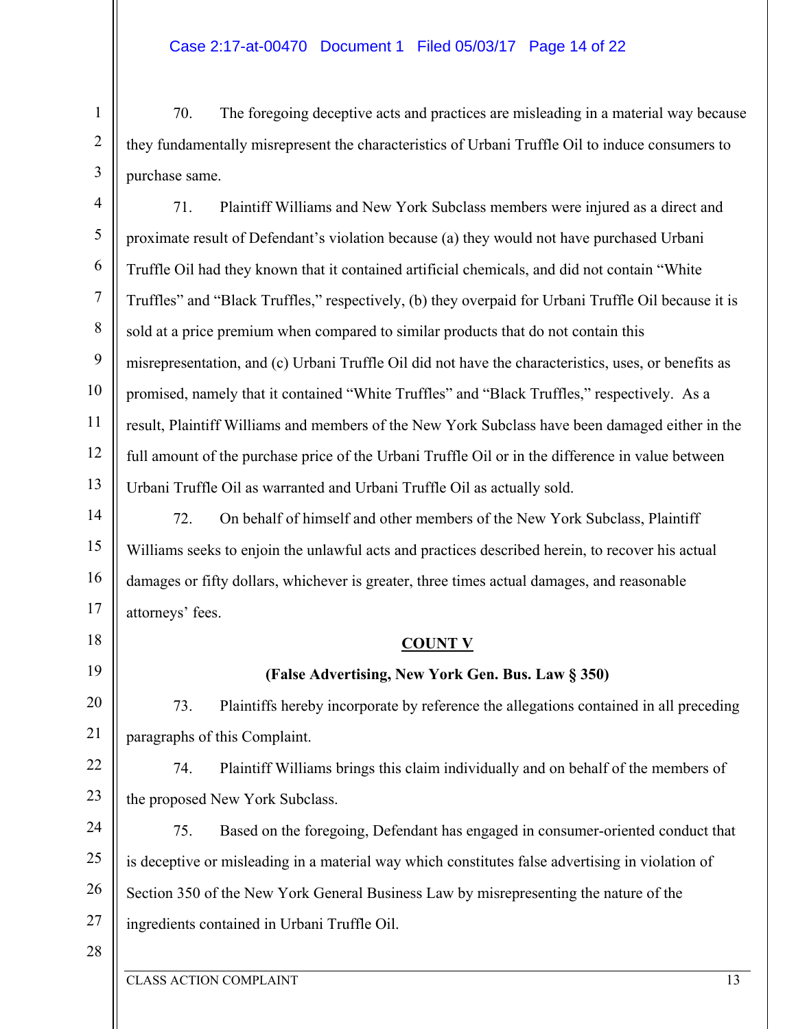70. The foregoing deceptive acts and practices are misleading in a material way because they fundamentally misrepresent the characteristics of Urbani Truffle Oil to induce consumers to purchase same.

71. Plaintiff Williams and New York Subclass members were injured as a direct and proximate result of Defendant's violation because (a) they would not have purchased Urbani Truffle Oil had they known that it contained artificial chemicals, and did not contain "White Truffles" and "Black Truffles," respectively, (b) they overpaid for Urbani Truffle Oil because it is sold at a price premium when compared to similar products that do not contain this misrepresentation, and (c) Urbani Truffle Oil did not have the characteristics, uses, or benefits as promised, namely that it contained "White Truffles" and "Black Truffles," respectively. As a result, Plaintiff Williams and members of the New York Subclass have been damaged either in the full amount of the purchase price of the Urbani Truffle Oil or in the difference in value between Urbani Truffle Oil as warranted and Urbani Truffle Oil as actually sold.

72. On behalf of himself and other members of the New York Subclass, Plaintiff Williams seeks to enjoin the unlawful acts and practices described herein, to recover his actual damages or fifty dollars, whichever is greater, three times actual damages, and reasonable attorneys' fees.

## COUNT V

### (False Advertising, New York Gen. Bus. Law § 350)

73. Plaintiffs hereby incorporate by reference the allegations contained in all preceding paragraphs of this Complaint.

74. Plaintiff Williams brings this claim individually and on behalf of the members of the proposed New York Subclass.

75. Based on the foregoing, Defendant has engaged in consumer-oriented conduct that is deceptive or misleading in a material way which constitutes false advertising in violation of Section 350 of the New York General Business Law by misrepresenting the nature of the ingredients contained in Urbani Truffle Oil.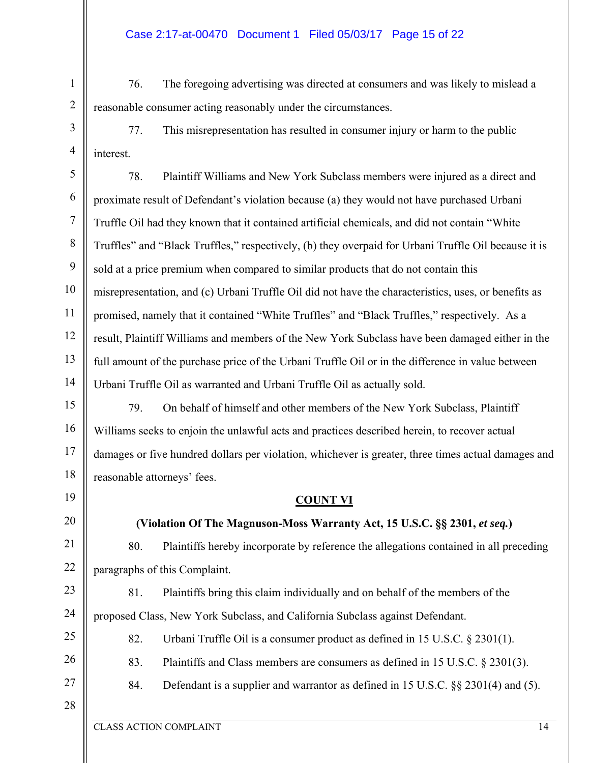76. The foregoing advertising was directed at consumers and was likely to mislead a reasonable consumer acting reasonably under the circumstances.

77. This misrepresentation has resulted in consumer injury or harm to the public interest.

78. Plaintiff Williams and New York Subclass members were injured as a direct and proximate result of Defendant's violation because (a) they would not have purchased Urbani Truffle Oil had they known that it contained artificial chemicals, and did not contain "White Truffles" and "Black Truffles," respectively, (b) they overpaid for Urbani Truffle Oil because it is sold at a price premium when compared to similar products that do not contain this misrepresentation, and (c) Urbani Truffle Oil did not have the characteristics, uses, or benefits as promised, namely that it contained "White Truffles" and "Black Truffles," respectively. As a result, Plaintiff Williams and members of the New York Subclass have been damaged either in the full amount of the purchase price of the Urbani Truffle Oil or in the difference in value between Urbani Truffle Oil as warranted and Urbani Truffle Oil as actually sold.

79. On behalf of himself and other members of the New York Subclass, Plaintiff Williams seeks to enjoin the unlawful acts and practices described herein, to recover actual damages or five hundred dollars per violation, whichever is greater, three times actual damages and reasonable attorneys' fees.

**COUNT VI**

**(Violation Of The Magnuson-Moss Warranty Act, 15 U.S.C. §§ 2301, *et seq.*)**

80. Plaintiffs hereby incorporate by reference the allegations contained in all preceding paragraphs of this Complaint.

81. Plaintiffs bring this claim individually and on behalf of the members of the proposed Class, New York Subclass, and California Subclass against Defendant.

82. Urbani Truffle Oil is a consumer product as defined in 15 U.S.C. § 2301(1).

83. Plaintiffs and Class members are consumers as defined in 15 U.S.C. § 2301(3).

84. Defendant is a supplier and warrantor as defined in 15 U.S.C. §§ 2301(4) and (5).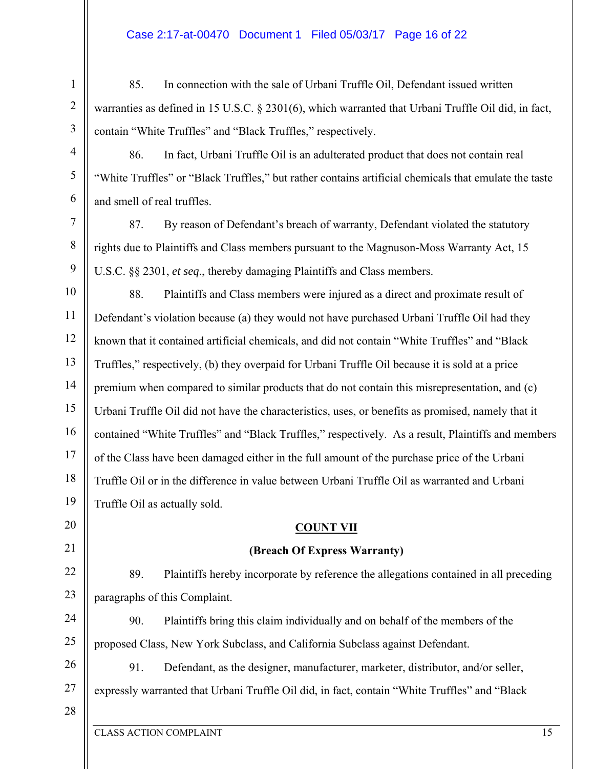85. In connection with the sale of Urbani Truffle Oil, Defendant issued written warranties as defined in 15 U.S.C. § 2301(6), which warranted that Urbani Truffle Oil did, in fact, contain "White Truffles" and "Black Truffles," respectively.

86. In fact, Urbani Truffle Oil is an adulterated product that does not contain real "White Truffles" or "Black Truffles," but rather contains artificial chemicals that emulate the taste and smell of real truffles.

87. By reason of Defendant's breach of warranty, Defendant violated the statutory rights due to Plaintiffs and Class members pursuant to the Magnuson-Moss Warranty Act, 15 U.S.C. §§ 2301, *et seq*., thereby damaging Plaintiffs and Class members.

88. Plaintiffs and Class members were injured as a direct and proximate result of Defendant's violation because (a) they would not have purchased Urbani Truffle Oil had they known that it contained artificial chemicals, and did not contain "White Truffles" and "Black Truffles," respectively, (b) they overpaid for Urbani Truffle Oil because it is sold at a price premium when compared to similar products that do not contain this misrepresentation, and (c) Urbani Truffle Oil did not have the characteristics, uses, or benefits as promised, namely that it contained "White Truffles" and "Black Truffles," respectively. As a result, Plaintiffs and members of the Class have been damaged either in the full amount of the purchase price of the Urbani Truffle Oil or in the difference in value between Urbani Truffle Oil as warranted and Urbani Truffle Oil as actually sold.

## COUNT VII

### (Breach Of Express Warranty)

89. Plaintiffs hereby incorporate by reference the allegations contained in all preceding paragraphs of this Complaint.

90. Plaintiffs bring this claim individually and on behalf of the members of the proposed Class, New York Subclass, and California Subclass against Defendant.

91. Defendant, as the designer, manufacturer, marketer, distributor, and/or seller, expressly warranted that Urbani Truffle Oil did, in fact, contain "White Truffles" and "Black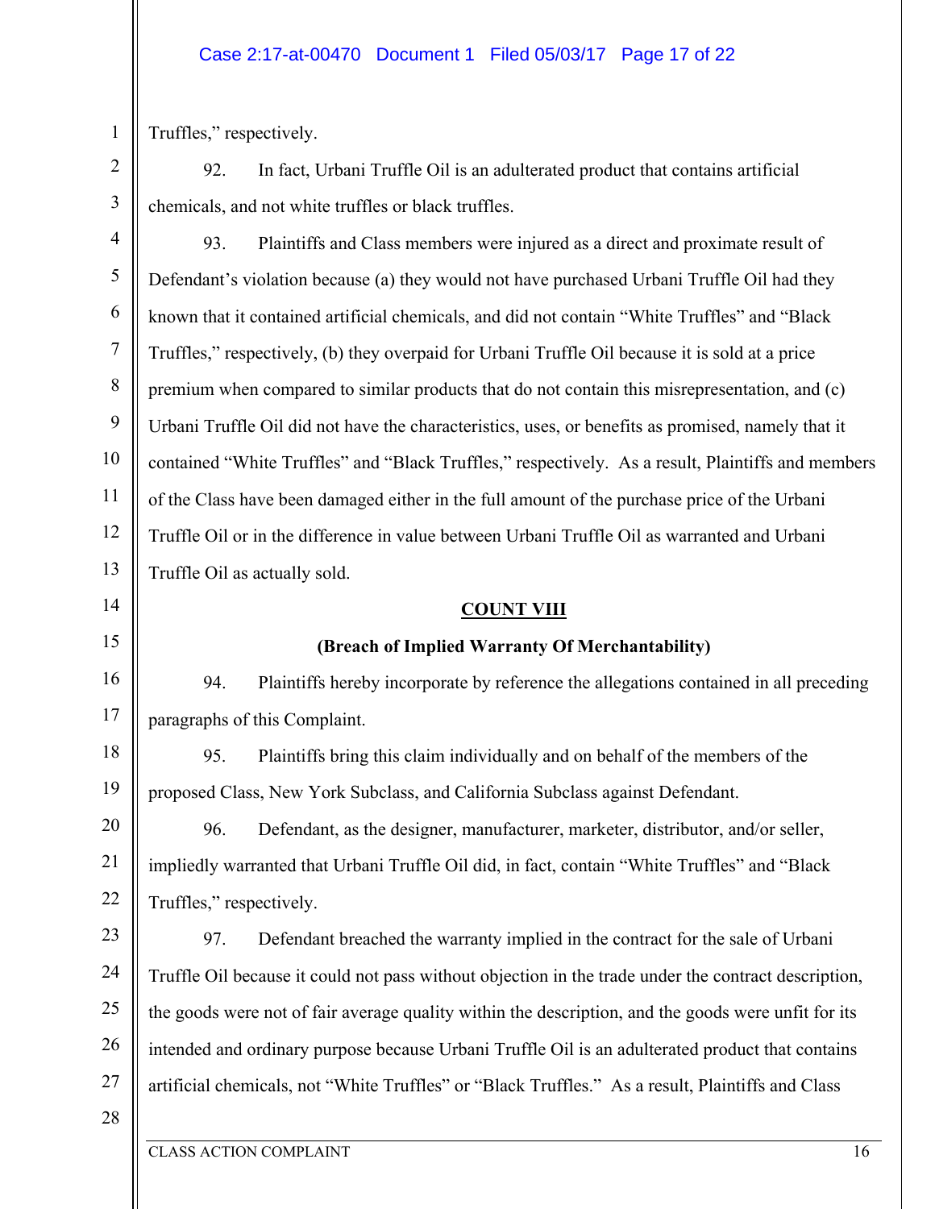Truffles," respectively.

92. In fact, Urbani Truffle Oil is an adulterated product that contains artificial chemicals, and not white truffles or black truffles.

93. Plaintiffs and Class members were injured as a direct and proximate result of Defendant's violation because (a) they would not have purchased Urbani Truffle Oil had they known that it contained artificial chemicals, and did not contain "White Truffles" and "Black Truffles," respectively, (b) they overpaid for Urbani Truffle Oil because it is sold at a price premium when compared to similar products that do not contain this misrepresentation, and (c) Urbani Truffle Oil did not have the characteristics, uses, or benefits as promised, namely that it contained "White Truffles" and "Black Truffles," respectively. As a result, Plaintiffs and members of the Class have been damaged either in the full amount of the purchase price of the Urbani Truffle Oil or in the difference in value between Urbani Truffle Oil as warranted and Urbani Truffle Oil as actually sold.

## COUNT VIII

### (Breach of Implied Warranty Of Merchantability)

94. Plaintiffs hereby incorporate by reference the allegations contained in all preceding paragraphs of this Complaint.

95. Plaintiffs bring this claim individually and on behalf of the members of the proposed Class, New York Subclass, and California Subclass against Defendant.

96. Defendant, as the designer, manufacturer, marketer, distributor, and/or seller, impliedly warranted that Urbani Truffle Oil did, in fact, contain "White Truffles" and "Black Truffles," respectively.

97. Defendant breached the warranty implied in the contract for the sale of Urbani Truffle Oil because it could not pass without objection in the trade under the contract description, the goods were not of fair average quality within the description, and the goods were unfit for its intended and ordinary purpose because Urbani Truffle Oil is an adulterated product that contains artificial chemicals, not "White Truffles" or "Black Truffles." As a result, Plaintiffs and Class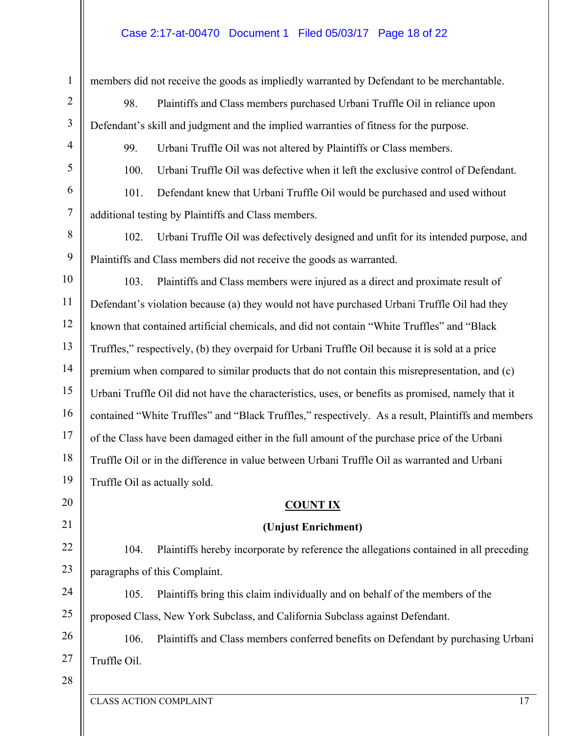members did not receive the goods as impliedly warranted by Defendant to be merchantable.

98. Plaintiffs and Class members purchased Urbani Truffle Oil in reliance upon Defendant's skill and judgment and the implied warranties of fitness for the purpose.

99. Urbani Truffle Oil was not altered by Plaintiffs or Class members.

100. Urbani Truffle Oil was defective when it left the exclusive control of Defendant.

101. Defendant knew that Urbani Truffle Oil would be purchased and used without additional testing by Plaintiffs and Class members.

102. Urbani Truffle Oil was defectively designed and unfit for its intended purpose, and Plaintiffs and Class members did not receive the goods as warranted.

103. Plaintiffs and Class members were injured as a direct and proximate result of Defendant's violation because (a) they would not have purchased Urbani Truffle Oil had they known that contained artificial chemicals, and did not contain "White Truffles" and "Black Truffles," respectively, (b) they overpaid for Urbani Truffle Oil because it is sold at a price premium when compared to similar products that do not contain this misrepresentation, and (c) Urbani Truffle Oil did not have the characteristics, uses, or benefits as promised, namely that it contained "White Truffles" and "Black Truffles," respectively. As a result, Plaintiffs and members of the Class have been damaged either in the full amount of the purchase price of the Urbani Truffle Oil or in the difference in value between Urbani Truffle Oil as warranted and Urbani Truffle Oil as actually sold.

## COUNT IX

### (Unjust Enrichment)

104. Plaintiffs hereby incorporate by reference the allegations contained in all preceding paragraphs of this Complaint.

105. Plaintiffs bring this claim individually and on behalf of the members of the proposed Class, New York Subclass, and California Subclass against Defendant.

106. Plaintiffs and Class members conferred benefits on Defendant by purchasing Urbani Truffle Oil.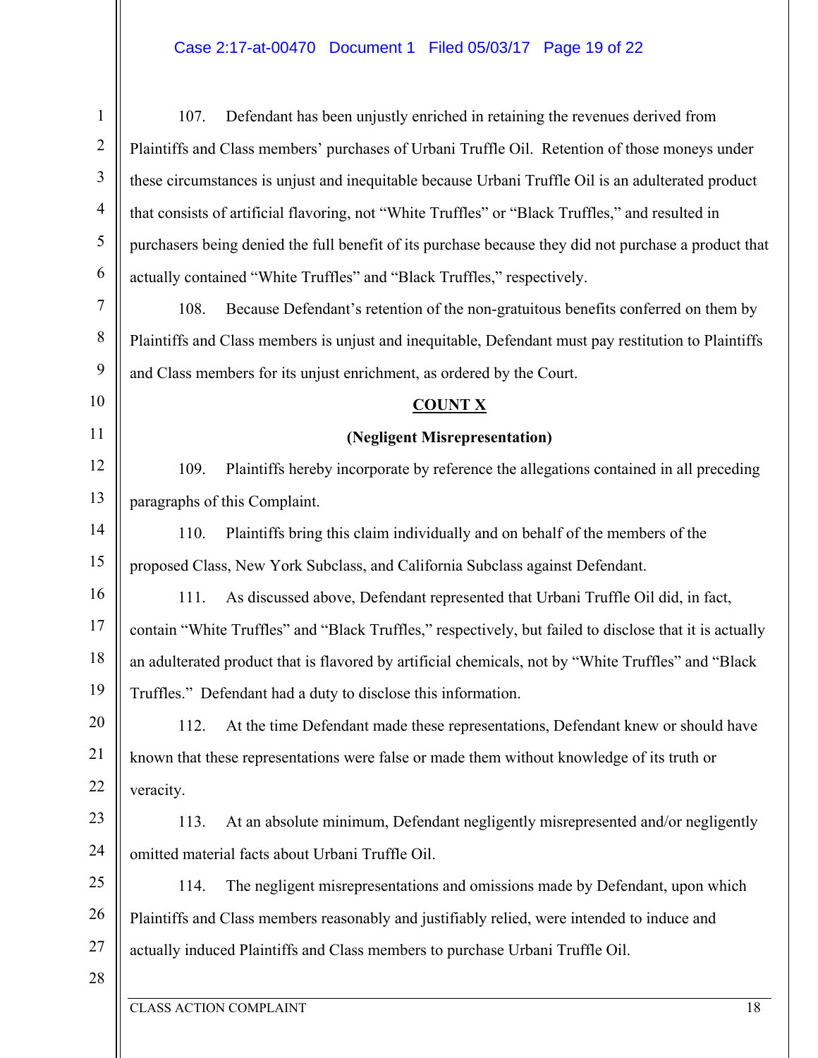107. Defendant has been unjustly enriched in retaining the revenues derived from Plaintiffs and Class members' purchases of Urbani Truffle Oil. Retention of those moneys under these circumstances is unjust and inequitable because Urbani Truffle Oil is an adulterated product that consists of artificial flavoring, not "White Truffles" or "Black Truffles," and resulted in purchasers being denied the full benefit of its purchase because they did not purchase a product that actually contained "White Truffles" and "Black Truffles," respectively.

108. Because Defendant's retention of the non-gratuitous benefits conferred on them by Plaintiffs and Class members is unjust and inequitable, Defendant must pay restitution to Plaintiffs and Class members for its unjust enrichment, as ordered by the Court.

**COUNT X**

**(Negligent Misrepresentation)**

109. Plaintiffs hereby incorporate by reference the allegations contained in all preceding paragraphs of this Complaint.

110. Plaintiffs bring this claim individually and on behalf of the members of the proposed Class, New York Subclass, and California Subclass against Defendant.

111. As discussed above, Defendant represented that Urbani Truffle Oil did, in fact, contain "White Truffles" and "Black Truffles," respectively, but failed to disclose that it is actually an adulterated product that is flavored by artificial chemicals, not by "White Truffles" and "Black Truffles." Defendant had a duty to disclose this information.

112. At the time Defendant made these representations, Defendant knew or should have known that these representations were false or made them without knowledge of its truth or veracity.

113. At an absolute minimum, Defendant negligently misrepresented and/or negligently omitted material facts about Urbani Truffle Oil.

114. The negligent misrepresentations and omissions made by Defendant, upon which Plaintiffs and Class members reasonably and justifiably relied, were intended to induce and actually induced Plaintiffs and Class members to purchase Urbani Truffle Oil.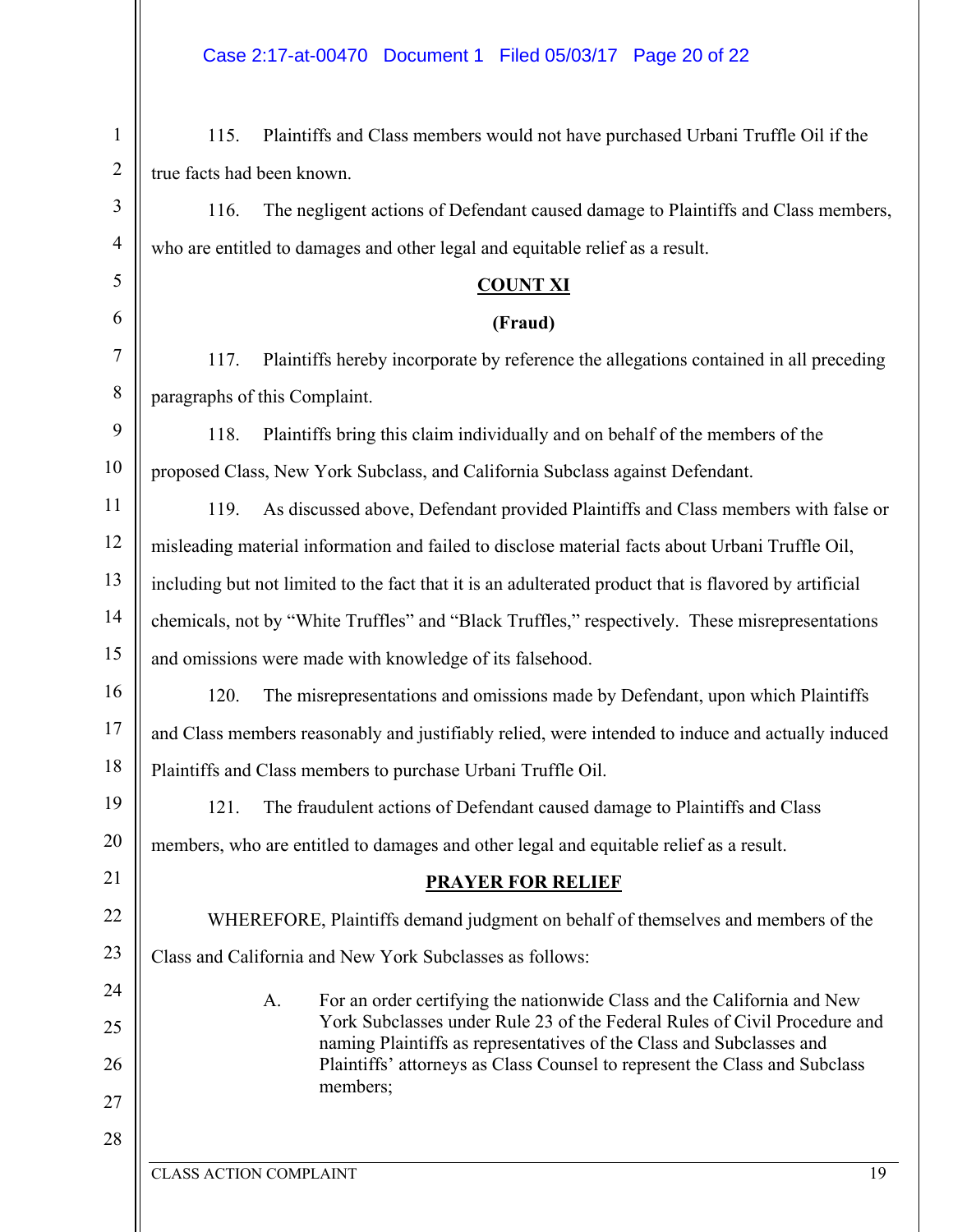115. Plaintiffs and Class members would not have purchased Urbani Truffle Oil if the true facts had been known.

116. The negligent actions of Defendant caused damage to Plaintiffs and Class members, who are entitled to damages and other legal and equitable relief as a result.

**COUNT XI**

**(Fraud)**

117. Plaintiffs hereby incorporate by reference the allegations contained in all preceding paragraphs of this Complaint.

118. Plaintiffs bring this claim individually and on behalf of the members of the proposed Class, New York Subclass, and California Subclass against Defendant.

119. As discussed above, Defendant provided Plaintiffs and Class members with false or misleading material information and failed to disclose material facts about Urbani Truffle Oil, including but not limited to the fact that it is an adulterated product that is flavored by artificial chemicals, not by "White Truffles" and "Black Truffles," respectively. These misrepresentations and omissions were made with knowledge of its falsehood.

120. The misrepresentations and omissions made by Defendant, upon which Plaintiffs and Class members reasonably and justifiably relied, were intended to induce and actually induced Plaintiffs and Class members to purchase Urbani Truffle Oil.

121. The fraudulent actions of Defendant caused damage to Plaintiffs and Class members, who are entitled to damages and other legal and equitable relief as a result.

**PRAYER FOR RELIEF**

WHEREFORE, Plaintiffs demand judgment on behalf of themselves and members of the Class and California and New York Subclasses as follows:

A. For an order certifying the nationwide Class and the California and New York Subclasses under Rule 23 of the Federal Rules of Civil Procedure and naming Plaintiffs as representatives of the Class and Subclasses and Plaintiffs' attorneys as Class Counsel to represent the Class and Subclass members;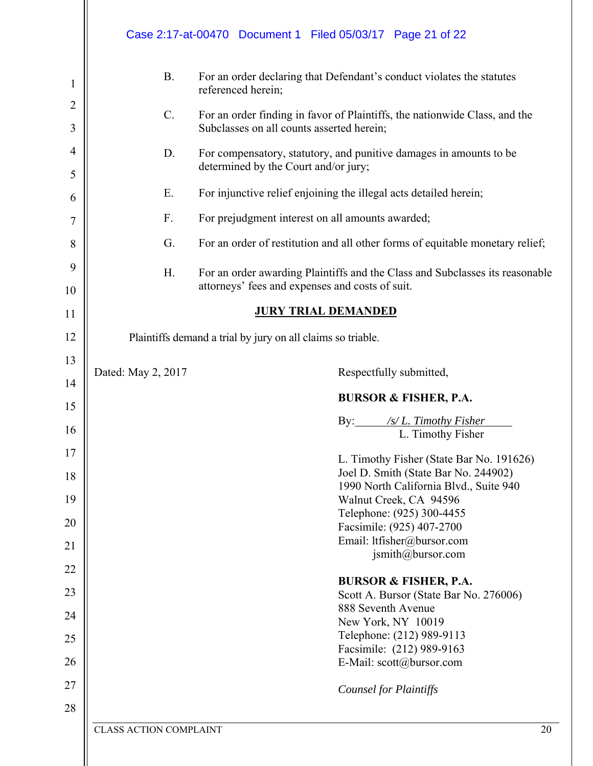B. For an order declaring that Defendant's conduct violates the statutes referenced herein;

C. For an order finding in favor of Plaintiffs, the nationwide Class, and the Subclasses on all counts asserted herein;

D. For compensatory, statutory, and punitive damages in amounts to be determined by the Court and/or jury;

E. For injunctive relief enjoining the illegal acts detailed herein;

F. For prejudgment interest on all amounts awarded;

G. For an order of restitution and all other forms of equitable monetary relief;

H. For an order awarding Plaintiffs and the Class and Subclasses its reasonable attorneys' fees and expenses and costs of suit.

**JURY TRIAL DEMANDED**

Plaintiffs demand a trial by jury on all claims so triable.

Dated: May 2, 2017

Respectfully submitted,

**BURSOR & FISHER, P.A.**

By: */s/ L. Timothy Fisher*
L. Timothy Fisher

L. Timothy Fisher (State Bar No. 191626)
Joel D. Smith (State Bar No. 244902)
1990 North California Blvd., Suite 940
Walnut Creek, CA 94596
Telephone: (925) 300-4455
Facsimile: (925) 407-2700
Email: ltfisher@bursor.com
jsmith@bursor.com

**BURSOR & FISHER, P.A.**
Scott A. Bursor (State Bar No. 276006)
888 Seventh Avenue
New York, NY 10019
Telephone: (212) 989-9113
Facsimile: (212) 989-9163
E-Mail: scott@bursor.com

*Counsel for Plaintiffs*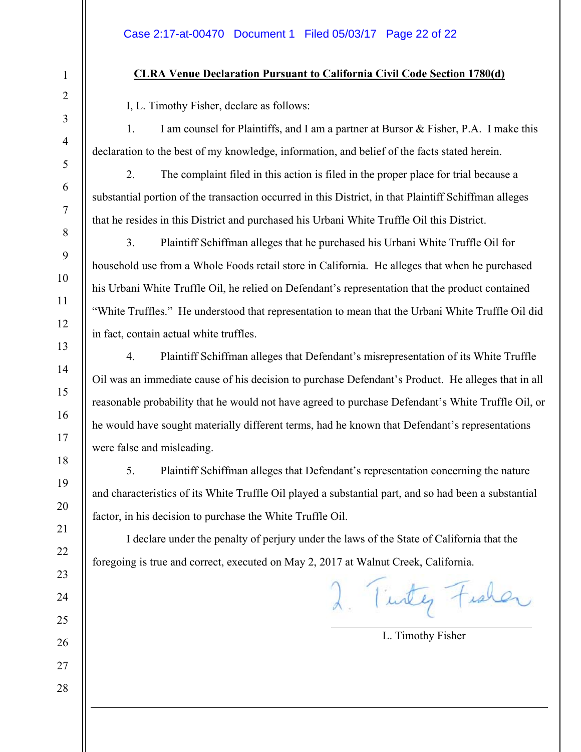**CLRA Venue Declaration Pursuant to California Civil Code Section 1780(d)**

I, L. Timothy Fisher, declare as follows:

1. I am counsel for Plaintiffs, and I am a partner at Bursor & Fisher, P.A. I make this declaration to the best of my knowledge, information, and belief of the facts stated herein.

2. The complaint filed in this action is filed in the proper place for trial because a substantial portion of the transaction occurred in this District, in that Plaintiff Schiffman alleges that he resides in this District and purchased his Urbani White Truffle Oil this District.

3. Plaintiff Schiffman alleges that he purchased his Urbani White Truffle Oil for household use from a Whole Foods retail store in California. He alleges that when he purchased his Urbani White Truffle Oil, he relied on Defendant's representation that the product contained "White Truffles." He understood that representation to mean that the Urbani White Truffle Oil did in fact, contain actual white truffles.

4. Plaintiff Schiffman alleges that Defendant's misrepresentation of its White Truffle Oil was an immediate cause of his decision to purchase Defendant's Product. He alleges that in all reasonable probability that he would not have agreed to purchase Defendant's White Truffle Oil, or he would have sought materially different terms, had he known that Defendant's representations were false and misleading.

5. Plaintiff Schiffman alleges that Defendant's representation concerning the nature and characteristics of its White Truffle Oil played a substantial part, and so had been a substantial factor, in his decision to purchase the White Truffle Oil.

I declare under the penalty of perjury under the laws of the State of California that the foregoing is true and correct, executed on May 2, 2017 at Walnut Creek, California.

L. Timothy Fisher

L. Timothy Fisher